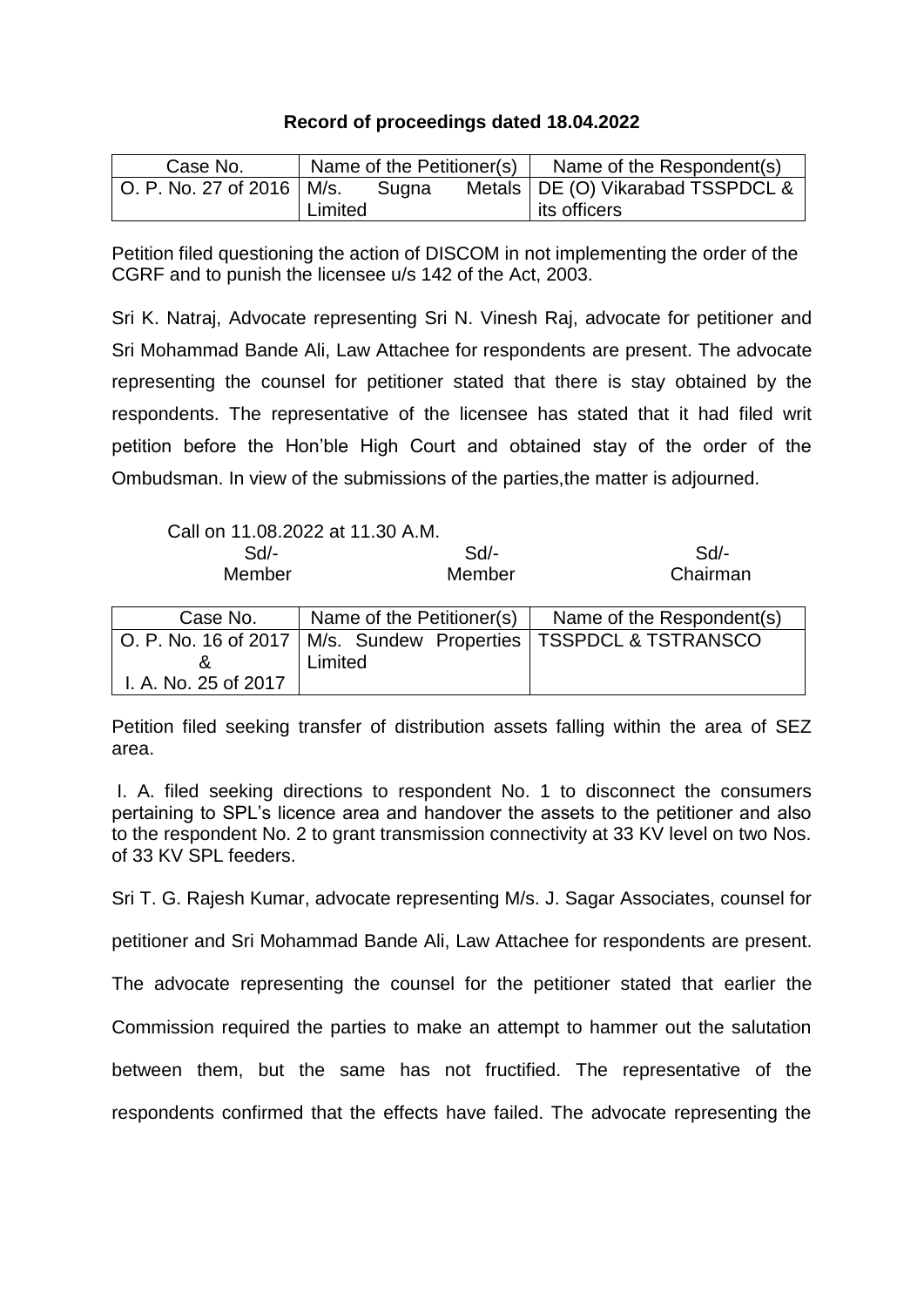**Record of proceedings dated 18.04.2022**

| Case No. | Name of the Petitioner(s) | Name of the Respondent(s) |
|---|---|---|
| O. P. No. 27 of 2016 | M/s. Sugna Metals Limited | DE (O) Vikarabad TSSPDCL & its officers |

Petition filed questioning the action of DISCOM in not implementing the order of the CGRF and to punish the licensee u/s 142 of the Act, 2003.

Sri K. Natraj, Advocate representing Sri N. Vinesh Raj, advocate for petitioner and Sri Mohammad Bande Ali, Law Attachee for respondents are present. The advocate representing the counsel for petitioner stated that there is stay obtained by the respondents. The representative of the licensee has stated that it had filed writ petition before the Hon'ble High Court and obtained stay of the order of the Ombudsman. In view of the submissions of the parties,the matter is adjourned.

Call on 11.08.2022 at 11.30 A.M.

| Sd/- | Sd/- | Sd/- |
|---|---|---|
| Member | Member | Chairman |

| Case No. | Name of the Petitioner(s) | Name of the Respondent(s) |
|---|---|---|
| O. P. No. 16 of 2017 & I. A. No. 25 of 2017 | M/s. Sundew Properties Limited | TSSPDCL & TSTRANSCO |

Petition filed seeking transfer of distribution assets falling within the area of SEZ area.

I. A. filed seeking directions to respondent No. 1 to disconnect the consumers pertaining to SPL's licence area and handover the assets to the petitioner and also to the respondent No. 2 to grant transmission connectivity at 33 KV level on two Nos. of 33 KV SPL feeders.

Sri T. G. Rajesh Kumar, advocate representing M/s. J. Sagar Associates, counsel for petitioner and Sri Mohammad Bande Ali, Law Attachee for respondents are present. The advocate representing the counsel for the petitioner stated that earlier the Commission required the parties to make an attempt to hammer out the salutation between them, but the same has not fructified. The representative of the respondents confirmed that the effects have failed. The advocate representing the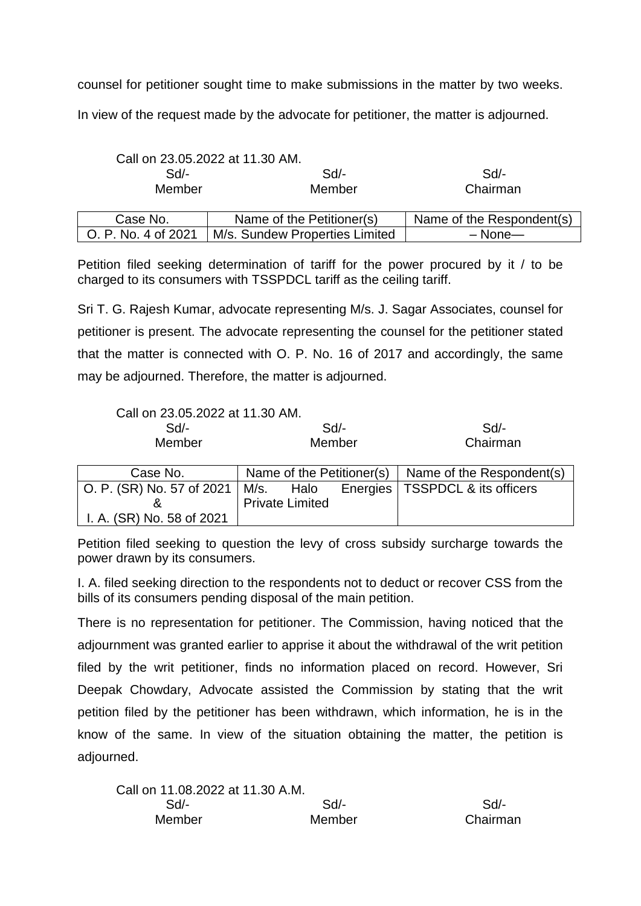counsel for petitioner sought time to make submissions in the matter by two weeks.

In view of the request made by the advocate for petitioner, the matter is adjourned.

Call on 23.05.2022 at 11.30 AM.

| Sd/- | Sd/- | Sd/- |
|---|---|---|
| Member | Member | Chairman |

| Case No. | Name of the Petitioner(s) | Name of the Respondent(s) |
|---|---|---|
| O. P. No. 4 of 2021 | M/s. Sundew Properties Limited | – None— |

Petition filed seeking determination of tariff for the power procured by it / to be charged to its consumers with TSSPDCL tariff as the ceiling tariff.

Sri T. G. Rajesh Kumar, advocate representing M/s. J. Sagar Associates, counsel for petitioner is present. The advocate representing the counsel for the petitioner stated that the matter is connected with O. P. No. 16 of 2017 and accordingly, the same may be adjourned. Therefore, the matter is adjourned.

Call on 23.05.2022 at 11.30 AM.

| Sd/- | Sd/- | Sd/- |
|---|---|---|
| Member | Member | Chairman |

| Case No. | Name of the Petitioner(s) | Name of the Respondent(s) |
|---|---|---|
| O. P. (SR) No. 57 of 2021 & I. A. (SR) No. 58 of 2021 | M/s. Halo Energies Private Limited | TSSPDCL & its officers |

Petition filed seeking to question the levy of cross subsidy surcharge towards the power drawn by its consumers.

I. A. filed seeking direction to the respondents not to deduct or recover CSS from the bills of its consumers pending disposal of the main petition.

There is no representation for petitioner. The Commission, having noticed that the adjournment was granted earlier to apprise it about the withdrawal of the writ petition filed by the writ petitioner, finds no information placed on record. However, Sri Deepak Chowdary, Advocate assisted the Commission by stating that the writ petition filed by the petitioner has been withdrawn, which information, he is in the know of the same. In view of the situation obtaining the matter, the petition is adjourned.

Call on 11.08.2022 at 11.30 A.M.

| Sd/- | Sd/- | Sd/- |
|---|---|---|
| Member | Member | Chairman |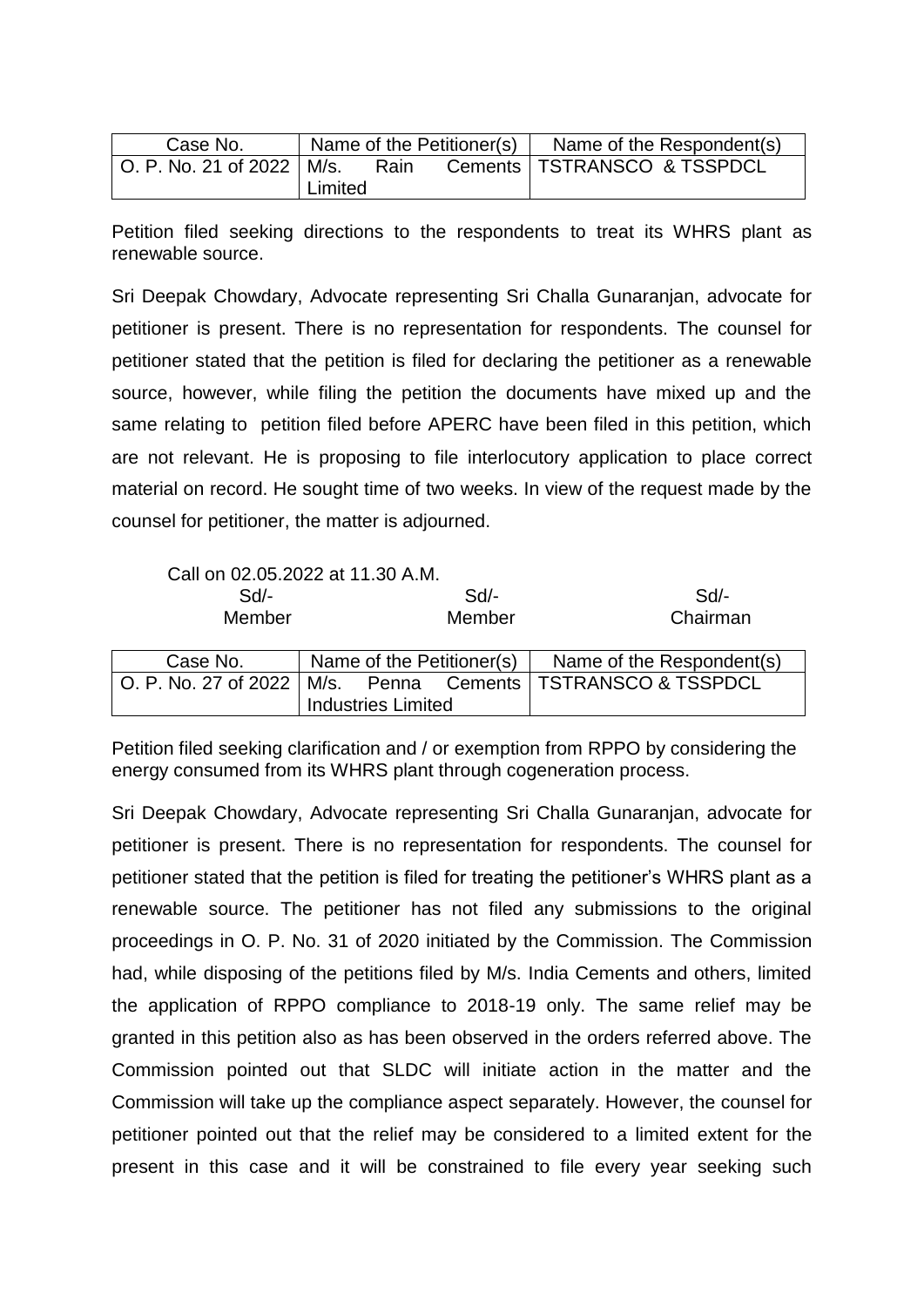| Case No. | Name of the Petitioner(s) | Name of the Respondent(s) |
|---|---|---|
| O. P. No. 21 of 2022 | M/s. Rain Cements Limited | TSTRANSCO & TSSPDCL |

Petition filed seeking directions to the respondents to treat its WHRS plant as renewable source.

Sri Deepak Chowdary, Advocate representing Sri Challa Gunaranjan, advocate for petitioner is present. There is no representation for respondents. The counsel for petitioner stated that the petition is filed for declaring the petitioner as a renewable source, however, while filing the petition the documents have mixed up and the same relating to petition filed before APERC have been filed in this petition, which are not relevant. He is proposing to file interlocutory application to place correct material on record. He sought time of two weeks. In view of the request made by the counsel for petitioner, the matter is adjourned.

Call on 02.05.2022 at 11.30 A.M.

| Sd/- | Sd/- | Sd/- |
|---|---|---|
| Member | Member | Chairman |

| Case No. | Name of the Petitioner(s) | Name of the Respondent(s) |
|---|---|---|
| O. P. No. 27 of 2022 | M/s. Penna Cements Industries Limited | TSTRANSCO & TSSPDCL |

Petition filed seeking clarification and / or exemption from RPPO by considering the energy consumed from its WHRS plant through cogeneration process.

Sri Deepak Chowdary, Advocate representing Sri Challa Gunaranjan, advocate for petitioner is present. There is no representation for respondents. The counsel for petitioner stated that the petition is filed for treating the petitioner's WHRS plant as a renewable source. The petitioner has not filed any submissions to the original proceedings in O. P. No. 31 of 2020 initiated by the Commission. The Commission had, while disposing of the petitions filed by M/s. India Cements and others, limited the application of RPPO compliance to 2018-19 only. The same relief may be granted in this petition also as has been observed in the orders referred above. The Commission pointed out that SLDC will initiate action in the matter and the Commission will take up the compliance aspect separately. However, the counsel for petitioner pointed out that the relief may be considered to a limited extent for the present in this case and it will be constrained to file every year seeking such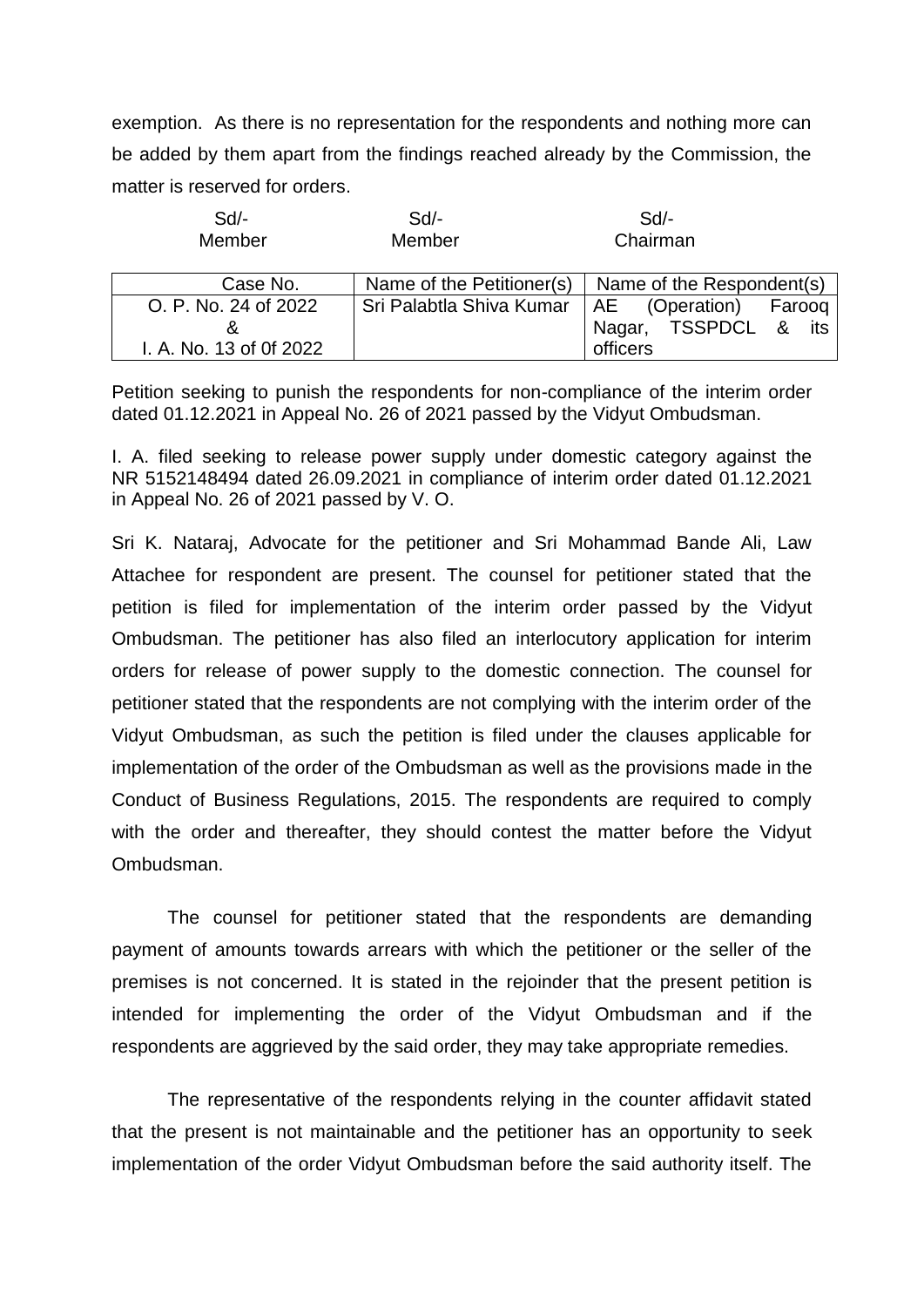exemption. As there is no representation for the respondents and nothing more can be added by them apart from the findings reached already by the Commission, the matter is reserved for orders.

| Sd/- | Sd/- | Sd/- |
|---|---|---|
| Member | Member | Chairman |

| Case No. | Name of the Petitioner(s) | Name of the Respondent(s) |
|---|---|---|
| O. P. No. 24 of 2022 & I. A. No. 13 of 0f 2022 | Sri Palabtla Shiva Kumar | AE (Operation) Farooq Nagar, TSSPDCL & its officers |

Petition seeking to punish the respondents for non-compliance of the interim order dated 01.12.2021 in Appeal No. 26 of 2021 passed by the Vidyut Ombudsman.

I. A. filed seeking to release power supply under domestic category against the NR 5152148494 dated 26.09.2021 in compliance of interim order dated 01.12.2021 in Appeal No. 26 of 2021 passed by V. O.

Sri K. Nataraj, Advocate for the petitioner and Sri Mohammad Bande Ali, Law Attachee for respondent are present. The counsel for petitioner stated that the petition is filed for implementation of the interim order passed by the Vidyut Ombudsman. The petitioner has also filed an interlocutory application for interim orders for release of power supply to the domestic connection. The counsel for petitioner stated that the respondents are not complying with the interim order of the Vidyut Ombudsman, as such the petition is filed under the clauses applicable for implementation of the order of the Ombudsman as well as the provisions made in the Conduct of Business Regulations, 2015. The respondents are required to comply with the order and thereafter, they should contest the matter before the Vidyut Ombudsman.

The counsel for petitioner stated that the respondents are demanding payment of amounts towards arrears with which the petitioner or the seller of the premises is not concerned. It is stated in the rejoinder that the present petition is intended for implementing the order of the Vidyut Ombudsman and if the respondents are aggrieved by the said order, they may take appropriate remedies.

The representative of the respondents relying in the counter affidavit stated that the present is not maintainable and the petitioner has an opportunity to seek implementation of the order Vidyut Ombudsman before the said authority itself. The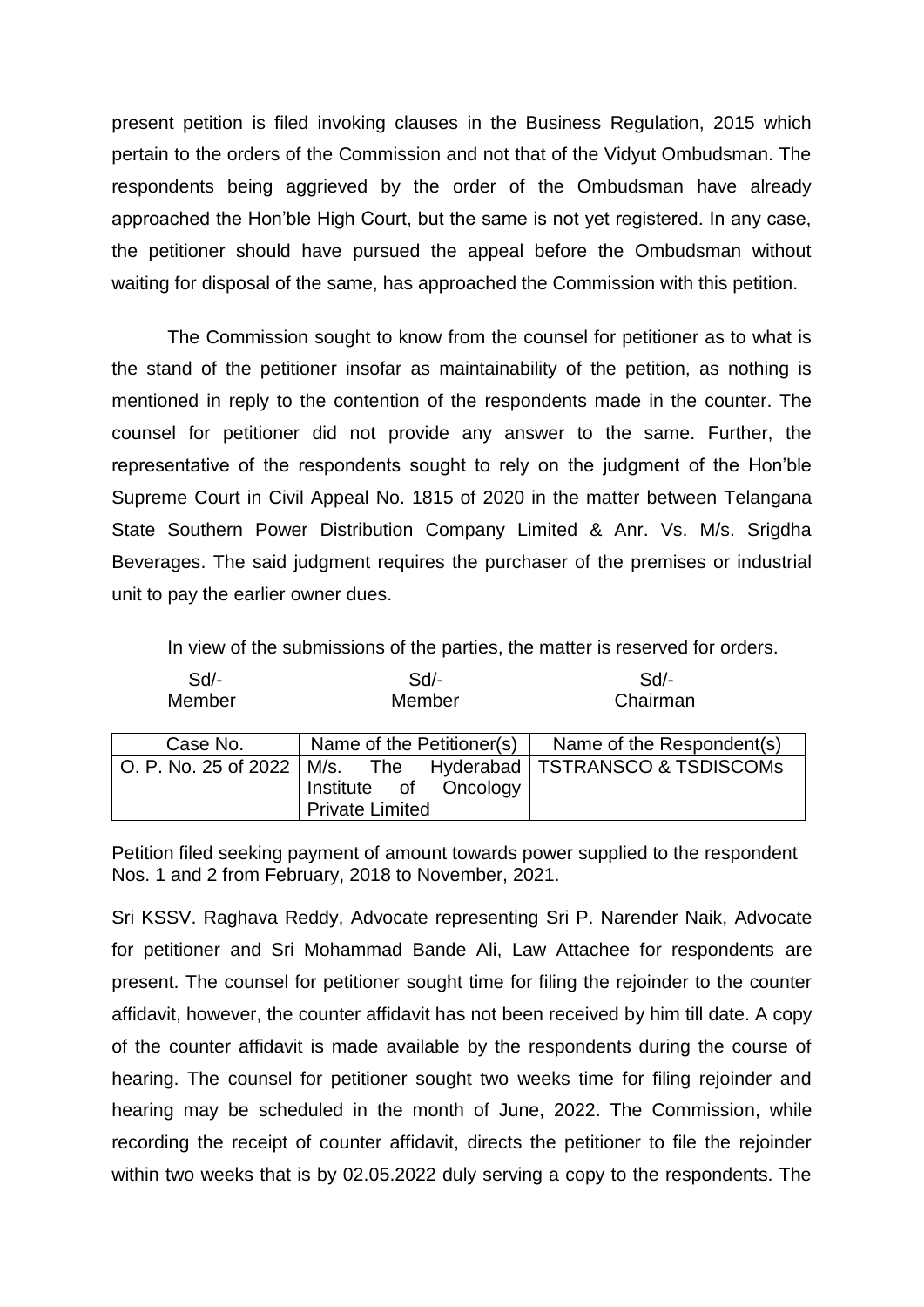present petition is filed invoking clauses in the Business Regulation, 2015 which pertain to the orders of the Commission and not that of the Vidyut Ombudsman. The respondents being aggrieved by the order of the Ombudsman have already approached the Hon'ble High Court, but the same is not yet registered. In any case, the petitioner should have pursued the appeal before the Ombudsman without waiting for disposal of the same, has approached the Commission with this petition.

The Commission sought to know from the counsel for petitioner as to what is the stand of the petitioner insofar as maintainability of the petition, as nothing is mentioned in reply to the contention of the respondents made in the counter. The counsel for petitioner did not provide any answer to the same. Further, the representative of the respondents sought to rely on the judgment of the Hon'ble Supreme Court in Civil Appeal No. 1815 of 2020 in the matter between Telangana State Southern Power Distribution Company Limited & Anr. Vs. M/s. Srigdha Beverages. The said judgment requires the purchaser of the premises or industrial unit to pay the earlier owner dues.

In view of the submissions of the parties, the matter is reserved for orders.

| Sd/- | Sd/- | Sd/- |
|---|---|---|
| Member | Member | Chairman |

| Case No. | Name of the Petitioner(s) | Name of the Respondent(s) |
|---|---|---|
| O. P. No. 25 of 2022 | M/s. The Hyderabad Institute of Oncology Private Limited | TSTRANSCO & TSDISCOMs |

Petition filed seeking payment of amount towards power supplied to the respondent Nos. 1 and 2 from February, 2018 to November, 2021.

Sri KSSV. Raghava Reddy, Advocate representing Sri P. Narender Naik, Advocate for petitioner and Sri Mohammad Bande Ali, Law Attachee for respondents are present. The counsel for petitioner sought time for filing the rejoinder to the counter affidavit, however, the counter affidavit has not been received by him till date. A copy of the counter affidavit is made available by the respondents during the course of hearing. The counsel for petitioner sought two weeks time for filing rejoinder and hearing may be scheduled in the month of June, 2022. The Commission, while recording the receipt of counter affidavit, directs the petitioner to file the rejoinder within two weeks that is by 02.05.2022 duly serving a copy to the respondents. The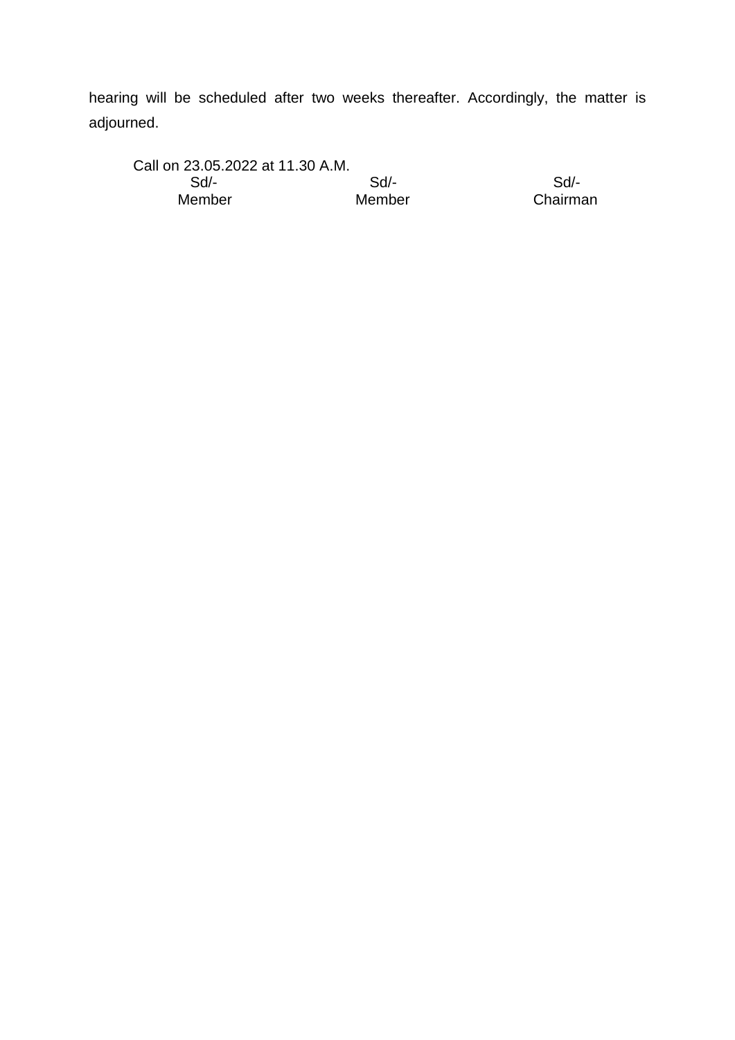hearing will be scheduled after two weeks thereafter. Accordingly, the matter is adjourned.

Call on 23.05.2022 at 11.30 A.M.

| | | |
|---|---|---|
| Sd/- | Sd/- | Sd/- |
| Member | Member | Chairman |